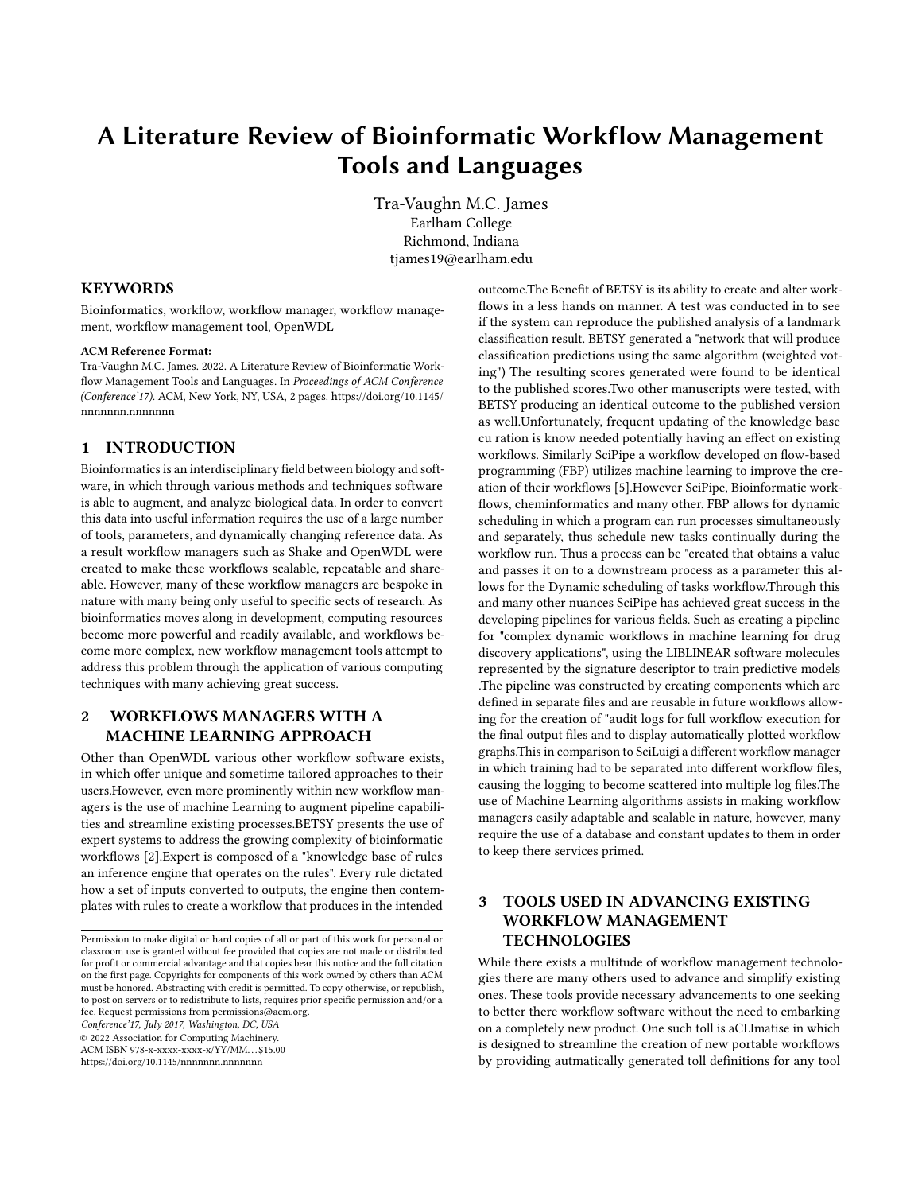# A Literature Review of Bioinformatic Workflow Management Tools and Languages

Tra-Vaughn M.C. James
Earlham College
Richmond, Indiana
tjames19@earlham.edu

## KEYWORDS

Bioinformatics, workflow, workflow manager, workflow management, workflow management tool, OpenWDL

**ACM Reference Format:**
Tra-Vaughn M.C. James. 2022. A Literature Review of Bioinformatic Workflow Management Tools and Languages. In *Proceedings of ACM Conference (Conference'17)*. ACM, New York, NY, USA, 2 pages. https://doi.org/10.1145/nnnnnnn.nnnnnnn

## 1 INTRODUCTION

Bioinformatics is an interdisciplinary field between biology and software, in which through various methods and techniques software is able to augment, and analyze biological data. In order to convert this data into useful information requires the use of a large number of tools, parameters, and dynamically changing reference data. As a result workflow managers such as Shake and OpenWDL were created to make these workflows scalable, repeatable and shareable. However, many of these workflow managers are bespoke in nature with many being only useful to specific sects of research. As bioinformatics moves along in development, computing resources become more powerful and readily available, and workflows become more complex, new workflow management tools attempt to address this problem through the application of various computing techniques with many achieving great success.

## 2 WORKFLOWS MANAGERS WITH A MACHINE LEARNING APPROACH

Other than OpenWDL various other workflow software exists, in which offer unique and sometime tailored approaches to their users.However, even more prominently within new workflow managers is the use of machine Learning to augment pipeline capabilities and streamline existing processes.BETSY presents the use of expert systems to address the growing complexity of bioinformatic workflows [2].Expert is composed of a "knowledge base of rules an inference engine that operates on the rules". Every rule dictated how a set of inputs converted to outputs, the engine then contemplates with rules to create a workflow that produces in the intended outcome.The Benefit of BETSY is its ability to create and alter workflows in a less hands on manner. A test was conducted in to see if the system can reproduce the published analysis of a landmark classification result. BETSY generated a "network that will produce classification predictions using the same algorithm (weighted voting") The resulting scores generated were found to be identical to the published scores.Two other manuscripts were tested, with BETSY producing an identical outcome to the published version as well.Unfortunately, frequent updating of the knowledge base cu ration is know needed potentially having an effect on existing workflows. Similarly SciPipe a workflow developed on flow-based programming (FBP) utilizes machine learning to improve the creation of their workflows [5].However SciPipe, Bioinformatic workflows, cheminformatics and many other. FBP allows for dynamic scheduling in which a program can run processes simultaneously and separately, thus schedule new tasks continually during the workflow run. Thus a process can be "created that obtains a value and passes it on to a downstream process as a parameter this allows for the Dynamic scheduling of tasks workflow.Through this and many other nuances SciPipe has achieved great success in the developing pipelines for various fields. Such as creating a pipeline for "complex dynamic workflows in machine learning for drug discovery applications", using the LIBLINEAR software molecules represented by the signature descriptor to train predictive models .The pipeline was constructed by creating components which are defined in separate files and are reusable in future workflows allowing for the creation of "audit logs for full workflow execution for the final output files and to display automatically plotted workflow graphs.This in comparison to SciLuigi a different workflow manager in which training had to be separated into different workflow files, causing the logging to become scattered into multiple log files.The use of Machine Learning algorithms assists in making workflow managers easily adaptable and scalable in nature, however, many require the use of a database and constant updates to them in order to keep there services primed.

## 3 TOOLS USED IN ADVANCING EXISTING WORKFLOW MANAGEMENT TECHNOLOGIES

While there exists a multitude of workflow management technologies there are many others used to advance and simplify existing ones. These tools provide necessary advancements to one seeking to better there workflow software without the need to embarking on a completely new product. One such toll is aCLImatise in which is designed to streamline the creation of new portable workflows by providing autmatically generated toll definitions for any tool

Permission to make digital or hard copies of all or part of this work for personal or classroom use is granted without fee provided that copies are not made or distributed for profit or commercial advantage and that copies bear this notice and the full citation on the first page. Copyrights for components of this work owned by others than ACM must be honored. Abstracting with credit is permitted. To copy otherwise, or republish, to post on servers or to redistribute to lists, requires prior specific permission and/or a fee. Request permissions from permissions@acm.org.
*Conference'17, July 2017, Washington, DC, USA*
© 2022 Association for Computing Machinery.
ACM ISBN 978-x-xxxx-xxxx-x/YY/MM...$15.00
https://doi.org/10.1145/nnnnnnn.nnnnnnn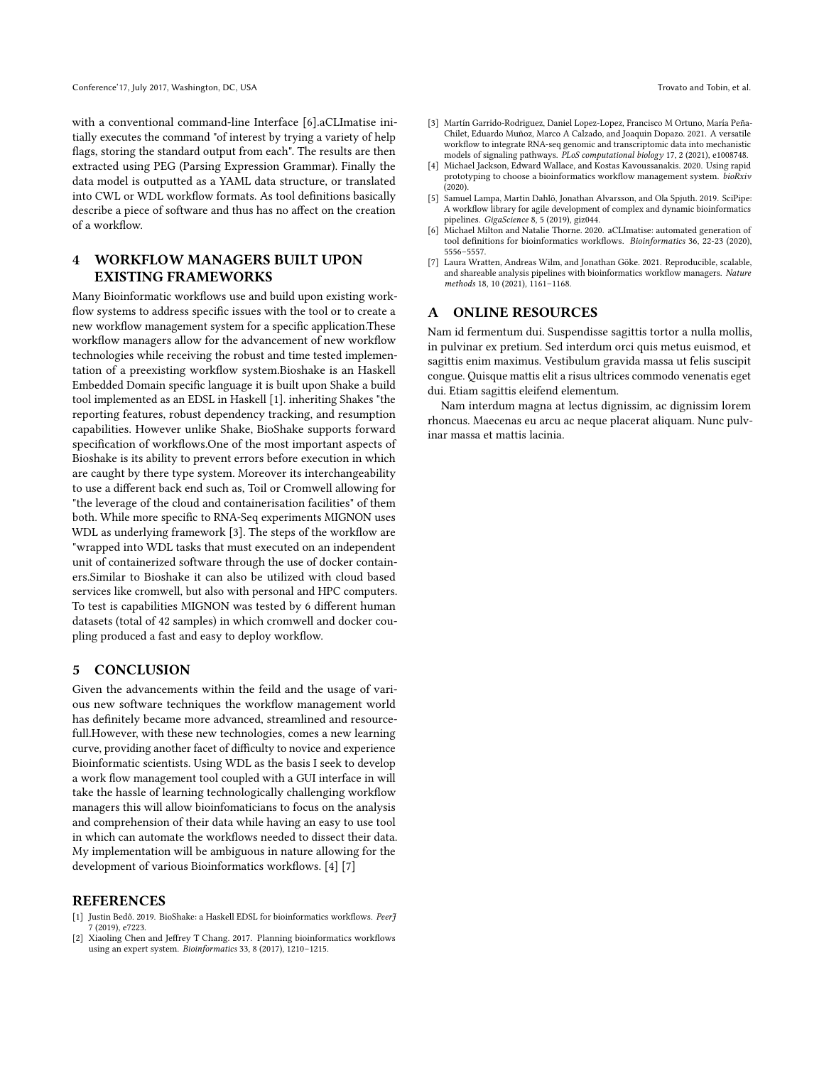with a conventional command-line Interface [6].aCLImatise initially executes the command "of interest by trying a variety of help flags, storing the standard output from each". The results are then extracted using PEG (Parsing Expression Grammar). Finally the data model is outputted as a YAML data structure, or translated into CWL or WDL workflow formats. As tool definitions basically describe a piece of software and thus has no affect on the creation of a workflow.

## 4 WORKFLOW MANAGERS BUILT UPON EXISTING FRAMEWORKS

Many Bioinformatic workflows use and build upon existing workflow systems to address specific issues with the tool or to create a new workflow management system for a specific application.These workflow managers allow for the advancement of new workflow technologies while receiving the robust and time tested implementation of a preexisting workflow system.Bioshake is an Haskell Embedded Domain specific language it is built upon Shake a build tool implemented as an EDSL in Haskell [1]. inheriting Shakes "the reporting features, robust dependency tracking, and resumption capabilities. However unlike Shake, BioShake supports forward specification of workflows.One of the most important aspects of Bioshake is its ability to prevent errors before execution in which are caught by there type system. Moreover its interchangeability to use a different back end such as, Toil or Cromwell allowing for "the leverage of the cloud and containerisation facilities" of them both. While more specific to RNA-Seq experiments MIGNON uses WDL as underlying framework [3]. The steps of the workflow are "wrapped into WDL tasks that must executed on an independent unit of containerized software through the use of docker containers.Similar to Bioshake it can also be utilized with cloud based services like cromwell, but also with personal and HPC computers. To test is capabilities MIGNON was tested by 6 different human datasets (total of 42 samples) in which cromwell and docker coupling produced a fast and easy to deploy workflow.

## 5 CONCLUSION

Given the advancements within the feild and the usage of various new software techniques the workflow management world has definitely became more advanced, streamlined and resourcefull.However, with these new technologies, comes a new learning curve, providing another facet of difficulty to novice and experience Bioinformatic scientists. Using WDL as the basis I seek to develop a work flow management tool coupled with a GUI interface in will take the hassle of learning technologically challenging workflow managers this will allow bioinfomaticians to focus on the analysis and comprehension of their data while having an easy to use tool in which can automate the workflows needed to dissect their data. My implementation will be ambiguous in nature allowing for the development of various Bioinformatics workflows. [4] [7]

## REFERENCES

[1] Justin Bedő. 2019. BioShake: a Haskell EDSL for bioinformatics workflows. *PeerJ* 7 (2019), e7223.

[2] Xiaoling Chen and Jeffrey T Chang. 2017. Planning bioinformatics workflows using an expert system. *Bioinformatics* 33, 8 (2017), 1210–1215.

[3] Martín Garrido-Rodriguez, Daniel Lopez-Lopez, Francisco M Ortuno, María Peña-Chilet, Eduardo Muñoz, Marco A Calzado, and Joaquin Dopazo. 2021. A versatile workflow to integrate RNA-seq genomic and transcriptomic data into mechanistic models of signaling pathways. *PLoS computational biology* 17, 2 (2021), e1008748.

[4] Michael Jackson, Edward Wallace, and Kostas Kavoussanakis. 2020. Using rapid prototyping to choose a bioinformatics workflow management system. *bioRxiv* (2020).

[5] Samuel Lampa, Martin Dahlö, Jonathan Alvarsson, and Ola Spjuth. 2019. SciPipe: A workflow library for agile development of complex and dynamic bioinformatics pipelines. *GigaScience* 8, 5 (2019), giz044.

[6] Michael Milton and Natalie Thorne. 2020. aCLImatise: automated generation of tool definitions for bioinformatics workflows. *Bioinformatics* 36, 22-23 (2020), 5556–5557.

[7] Laura Wratten, Andreas Wilm, and Jonathan Göke. 2021. Reproducible, scalable, and shareable analysis pipelines with bioinformatics workflow managers. *Nature methods* 18, 10 (2021), 1161–1168.

## A ONLINE RESOURCES

Nam id fermentum dui. Suspendisse sagittis tortor a nulla mollis, in pulvinar ex pretium. Sed interdum orci quis metus euismod, et sagittis enim maximus. Vestibulum gravida massa ut felis suscipit congue. Quisque mattis elit a risus ultrices commodo venenatis eget dui. Etiam sagittis eleifend elementum.

Nam interdum magna at lectus dignissim, ac dignissim lorem rhoncus. Maecenas eu arcu ac neque placerat aliquam. Nunc pulvinar massa et mattis lacinia.